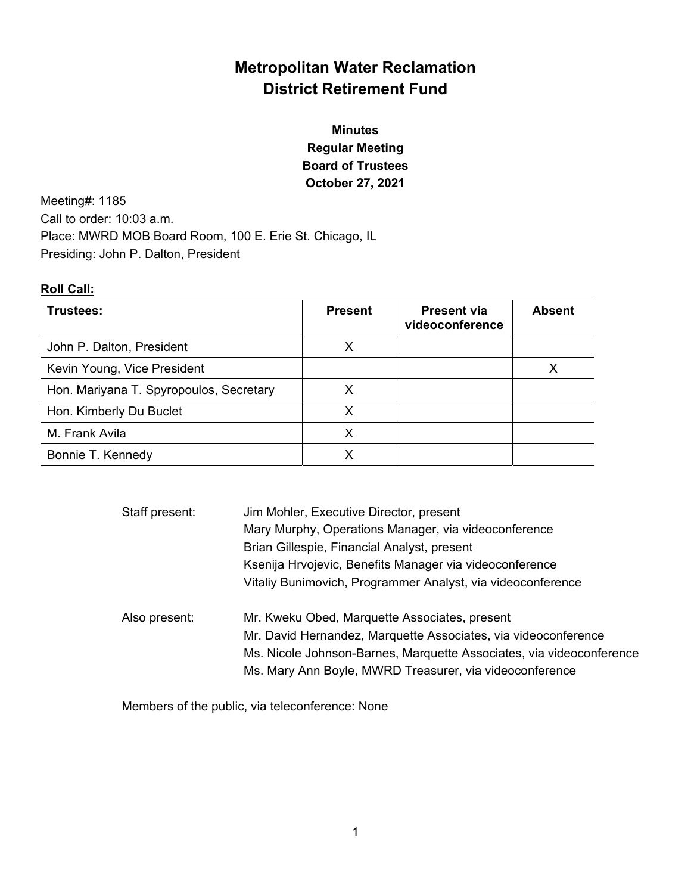# Metropolitan Water Reclamation District Retirement Fund

**Minutes**
**Regular Meeting**
**Board of Trustees**
**October 27, 2021**

Meeting#: 1185
Call to order: 10:03 a.m.
Place: MWRD MOB Board Room, 100 E. Erie St. Chicago, IL
Presiding: John P. Dalton, President

**Roll Call:**

| Trustees: | Present | Present via videoconference | Absent |
|---|---|---|---|
| John P. Dalton, President | X | | |
| Kevin Young, Vice President | | | X |
| Hon. Mariyana T. Spyropoulos, Secretary | X | | |
| Hon. Kimberly Du Buclet | X | | |
| M. Frank Avila | X | | |
| Bonnie T. Kennedy | X | | |

Staff present:
Jim Mohler, Executive Director, present
Mary Murphy, Operations Manager, via videoconference
Brian Gillespie, Financial Analyst, present
Ksenija Hrvojevic, Benefits Manager via videoconference
Vitaliy Bunimovich, Programmer Analyst, via videoconference

Also present:
Mr. Kweku Obed, Marquette Associates, present
Mr. David Hernandez, Marquette Associates, via videoconference
Ms. Nicole Johnson-Barnes, Marquette Associates, via videoconference
Ms. Mary Ann Boyle, MWRD Treasurer, via videoconference

Members of the public, via teleconference: None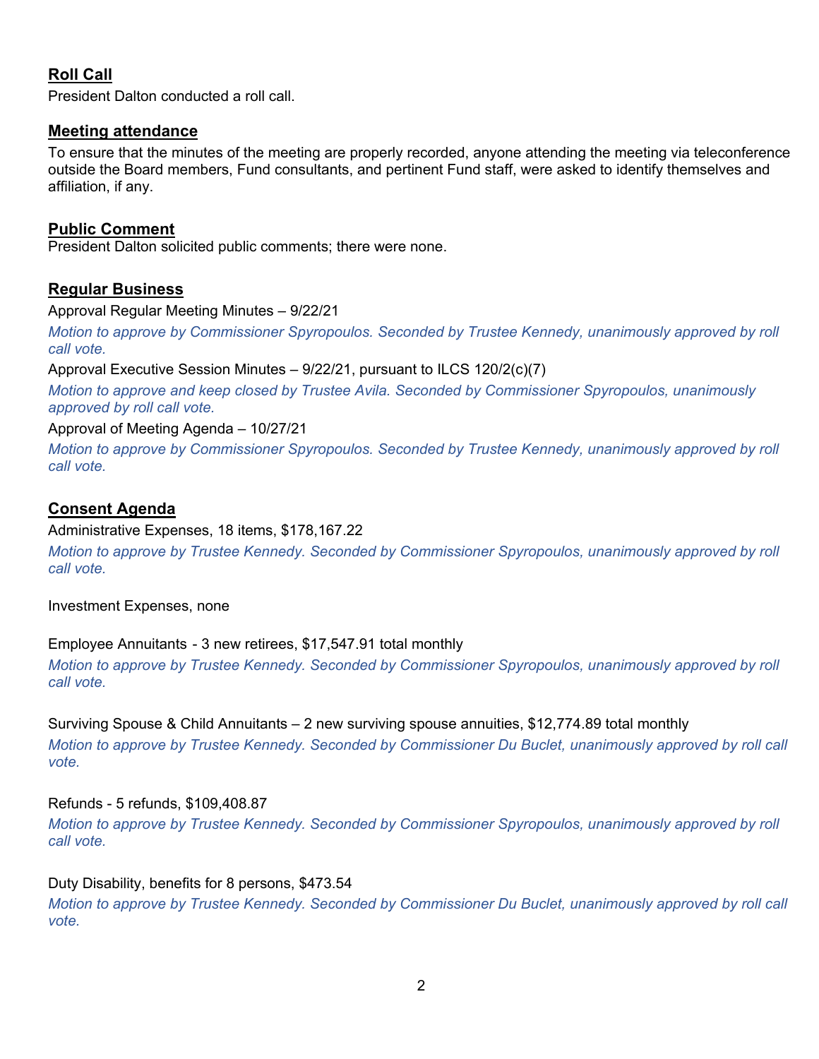## Roll Call

President Dalton conducted a roll call.

## Meeting attendance

To ensure that the minutes of the meeting are properly recorded, anyone attending the meeting via teleconference outside the Board members, Fund consultants, and pertinent Fund staff, were asked to identify themselves and affiliation, if any.

## Public Comment

President Dalton solicited public comments; there were none.

## Regular Business

Approval Regular Meeting Minutes – 9/22/21

*Motion to approve by Commissioner Spyropoulos. Seconded by Trustee Kennedy, unanimously approved by roll call vote.*

Approval Executive Session Minutes – 9/22/21, pursuant to ILCS 120/2(c)(7)

*Motion to approve and keep closed by Trustee Avila. Seconded by Commissioner Spyropoulos, unanimously approved by roll call vote.*

Approval of Meeting Agenda – 10/27/21

*Motion to approve by Commissioner Spyropoulos. Seconded by Trustee Kennedy, unanimously approved by roll call vote.*

## Consent Agenda

Administrative Expenses, 18 items, $178,167.22

*Motion to approve by Trustee Kennedy. Seconded by Commissioner Spyropoulos, unanimously approved by roll call vote.*

Investment Expenses, none

Employee Annuitants - 3 new retirees, $17,547.91 total monthly

*Motion to approve by Trustee Kennedy. Seconded by Commissioner Spyropoulos, unanimously approved by roll call vote.*

Surviving Spouse & Child Annuitants – 2 new surviving spouse annuities, $12,774.89 total monthly

*Motion to approve by Trustee Kennedy. Seconded by Commissioner Du Buclet, unanimously approved by roll call vote.*

Refunds - 5 refunds, $109,408.87

*Motion to approve by Trustee Kennedy. Seconded by Commissioner Spyropoulos, unanimously approved by roll call vote.*

Duty Disability, benefits for 8 persons, $473.54

*Motion to approve by Trustee Kennedy. Seconded by Commissioner Du Buclet, unanimously approved by roll call vote.*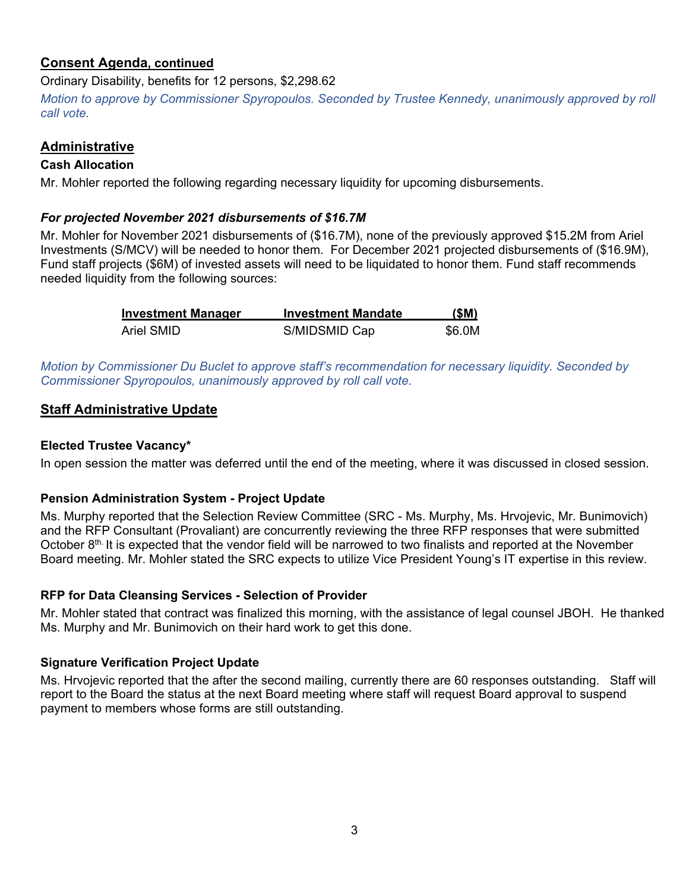## **Consent Agenda, continued**

Ordinary Disability, benefits for 12 persons, $2,298.62

*Motion to approve by Commissioner Spyropoulos. Seconded by Trustee Kennedy, unanimously approved by roll call vote.*

## **Administrative**

### **Cash Allocation**

Mr. Mohler reported the following regarding necessary liquidity for upcoming disbursements.

#### ***For projected November 2021 disbursements of $16.7M***

Mr. Mohler for November 2021 disbursements of ($16.7M), none of the previously approved $15.2M from Ariel Investments (S/MCV) will be needed to honor them. For December 2021 projected disbursements of ($16.9M), Fund staff projects ($6M) of invested assets will need to be liquidated to honor them. Fund staff recommends needed liquidity from the following sources:

| Investment Manager | Investment Mandate | ($M) |
|---|---|---|
| Ariel SMID | S/MIDSMID Cap | $6.0M |

*Motion by Commissioner Du Buclet to approve staff's recommendation for necessary liquidity. Seconded by Commissioner Spyropoulos, unanimously approved by roll call vote.*

## **Staff Administrative Update**

### **Elected Trustee Vacancy***

In open session the matter was deferred until the end of the meeting, where it was discussed in closed session.

### **Pension Administration System - Project Update**

Ms. Murphy reported that the Selection Review Committee (SRC - Ms. Murphy, Ms. Hrvojevic, Mr. Bunimovich) and the RFP Consultant (Provaliant) are concurrently reviewing the three RFP responses that were submitted October 8th. It is expected that the vendor field will be narrowed to two finalists and reported at the November Board meeting. Mr. Mohler stated the SRC expects to utilize Vice President Young's IT expertise in this review.

### **RFP for Data Cleansing Services - Selection of Provider**

Mr. Mohler stated that contract was finalized this morning, with the assistance of legal counsel JBOH. He thanked Ms. Murphy and Mr. Bunimovich on their hard work to get this done.

### **Signature Verification Project Update**

Ms. Hrvojevic reported that the after the second mailing, currently there are 60 responses outstanding. Staff will report to the Board the status at the next Board meeting where staff will request Board approval to suspend payment to members whose forms are still outstanding.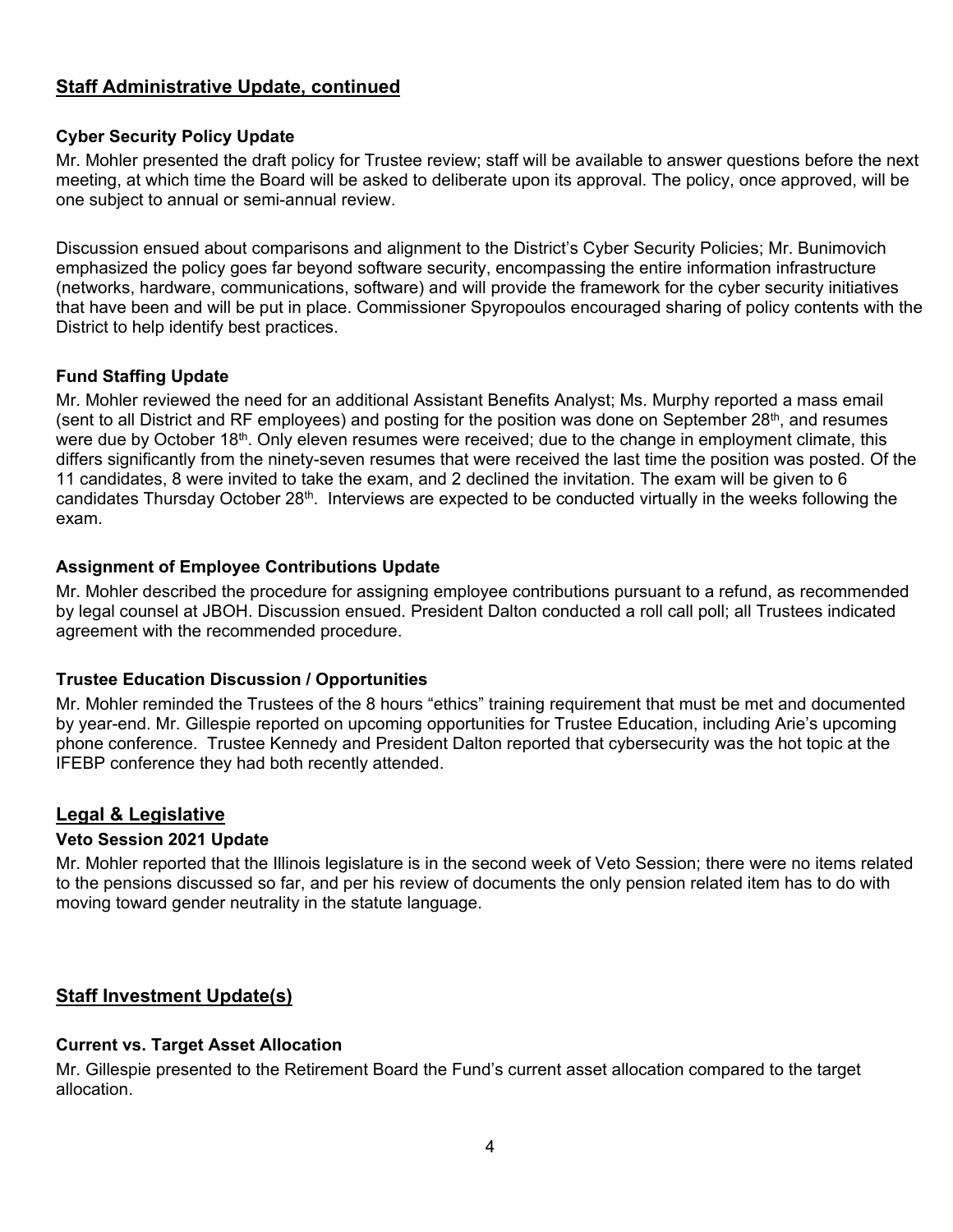## Staff Administrative Update, continued

### Cyber Security Policy Update

Mr. Mohler presented the draft policy for Trustee review; staff will be available to answer questions before the next meeting, at which time the Board will be asked to deliberate upon its approval. The policy, once approved, will be one subject to annual or semi-annual review.

Discussion ensued about comparisons and alignment to the District's Cyber Security Policies; Mr. Bunimovich emphasized the policy goes far beyond software security, encompassing the entire information infrastructure (networks, hardware, communications, software) and will provide the framework for the cyber security initiatives that have been and will be put in place. Commissioner Spyropoulos encouraged sharing of policy contents with the District to help identify best practices.

### Fund Staffing Update

Mr. Mohler reviewed the need for an additional Assistant Benefits Analyst; Ms. Murphy reported a mass email (sent to all District and RF employees) and posting for the position was done on September 28th, and resumes were due by October 18th. Only eleven resumes were received; due to the change in employment climate, this differs significantly from the ninety-seven resumes that were received the last time the position was posted. Of the 11 candidates, 8 were invited to take the exam, and 2 declined the invitation. The exam will be given to 6 candidates Thursday October 28th. Interviews are expected to be conducted virtually in the weeks following the exam.

### Assignment of Employee Contributions Update

Mr. Mohler described the procedure for assigning employee contributions pursuant to a refund, as recommended by legal counsel at JBOH. Discussion ensued. President Dalton conducted a roll call poll; all Trustees indicated agreement with the recommended procedure.

### Trustee Education Discussion / Opportunities

Mr. Mohler reminded the Trustees of the 8 hours "ethics" training requirement that must be met and documented by year-end. Mr. Gillespie reported on upcoming opportunities for Trustee Education, including Arie's upcoming phone conference. Trustee Kennedy and President Dalton reported that cybersecurity was the hot topic at the IFEBP conference they had both recently attended.

## Legal & Legislative

### Veto Session 2021 Update

Mr. Mohler reported that the Illinois legislature is in the second week of Veto Session; there were no items related to the pensions discussed so far, and per his review of documents the only pension related item has to do with moving toward gender neutrality in the statute language.

## Staff Investment Update(s)

### Current vs. Target Asset Allocation

Mr. Gillespie presented to the Retirement Board the Fund's current asset allocation compared to the target allocation.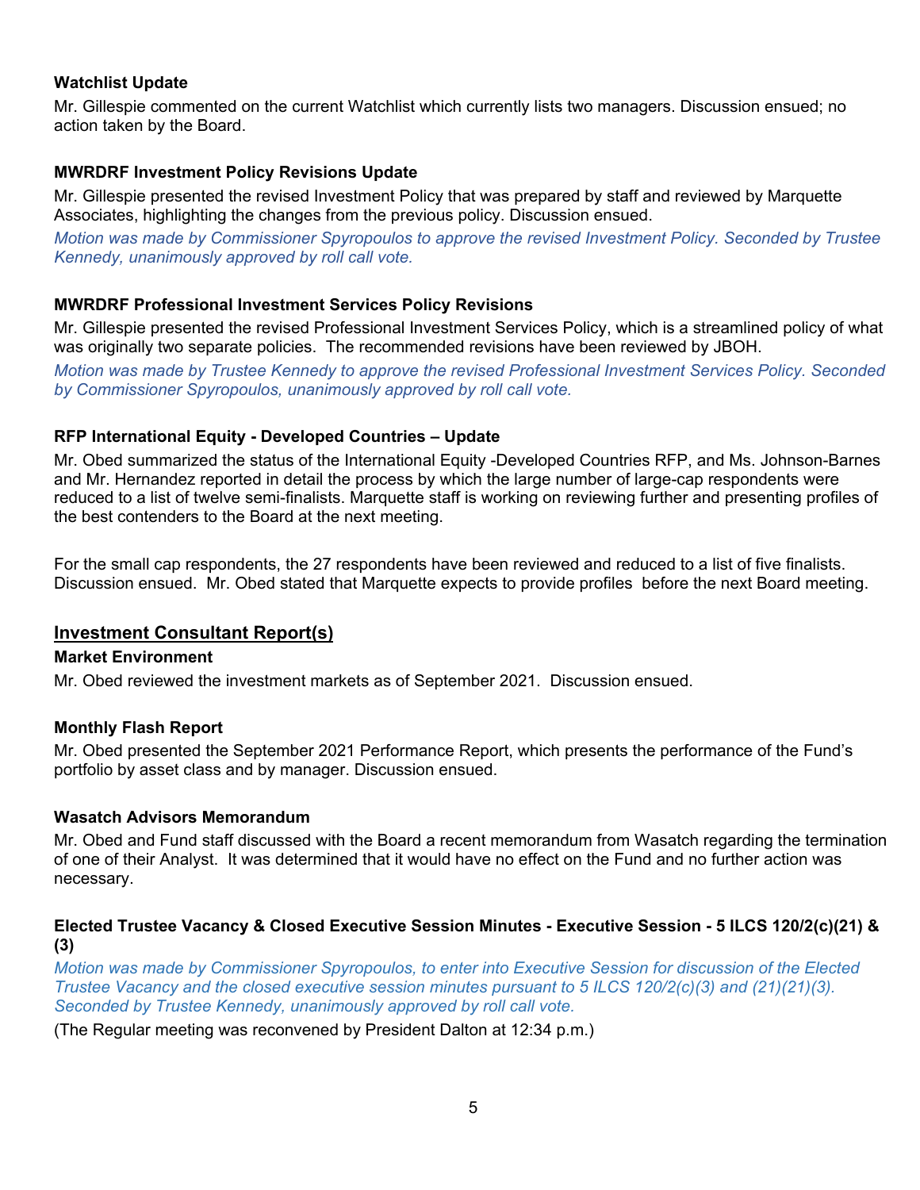**Watchlist Update**

Mr. Gillespie commented on the current Watchlist which currently lists two managers. Discussion ensued; no action taken by the Board.

**MWRDRF Investment Policy Revisions Update**

Mr. Gillespie presented the revised Investment Policy that was prepared by staff and reviewed by Marquette Associates, highlighting the changes from the previous policy. Discussion ensued.

*Motion was made by Commissioner Spyropoulos to approve the revised Investment Policy. Seconded by Trustee Kennedy, unanimously approved by roll call vote.*

**MWRDRF Professional Investment Services Policy Revisions**

Mr. Gillespie presented the revised Professional Investment Services Policy, which is a streamlined policy of what was originally two separate policies. The recommended revisions have been reviewed by JBOH.

*Motion was made by Trustee Kennedy to approve the revised Professional Investment Services Policy. Seconded by Commissioner Spyropoulos, unanimously approved by roll call vote.*

**RFP International Equity - Developed Countries – Update**

Mr. Obed summarized the status of the International Equity -Developed Countries RFP, and Ms. Johnson-Barnes and Mr. Hernandez reported in detail the process by which the large number of large-cap respondents were reduced to a list of twelve semi-finalists. Marquette staff is working on reviewing further and presenting profiles of the best contenders to the Board at the next meeting.

For the small cap respondents, the 27 respondents have been reviewed and reduced to a list of five finalists. Discussion ensued. Mr. Obed stated that Marquette expects to provide profiles before the next Board meeting.

## Investment Consultant Report(s)

**Market Environment**

Mr. Obed reviewed the investment markets as of September 2021. Discussion ensued.

**Monthly Flash Report**

Mr. Obed presented the September 2021 Performance Report, which presents the performance of the Fund's portfolio by asset class and by manager. Discussion ensued.

**Wasatch Advisors Memorandum**

Mr. Obed and Fund staff discussed with the Board a recent memorandum from Wasatch regarding the termination of one of their Analyst. It was determined that it would have no effect on the Fund and no further action was necessary.

**Elected Trustee Vacancy & Closed Executive Session Minutes - Executive Session - 5 ILCS 120/2(c)(21) & (3)**

*Motion was made by Commissioner Spyropoulos, to enter into Executive Session for discussion of the Elected Trustee Vacancy and the closed executive session minutes pursuant to 5 ILCS 120/2(c)(3) and (21)(21)(3). Seconded by Trustee Kennedy, unanimously approved by roll call vote.*

(The Regular meeting was reconvened by President Dalton at 12:34 p.m.)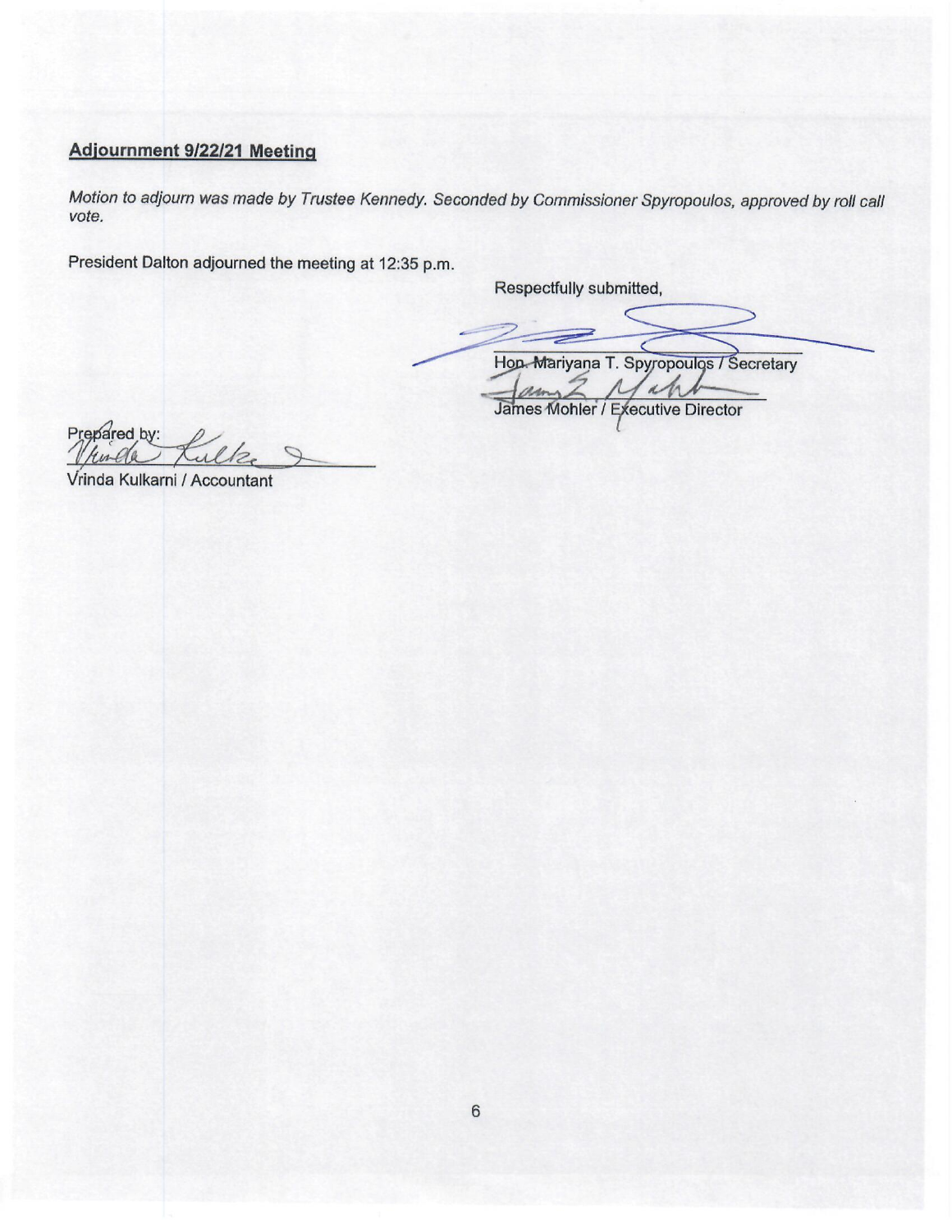## Adjournment 9/22/21 Meeting

*Motion to adjourn was made by Trustee Kennedy. Seconded by Commissioner Spyropoulos, approved by roll call vote.*

President Dalton adjourned the meeting at 12:35 p.m.

Respectfully submitted,

Hon. Mariyana T. Spyropoulos / Secretary

James Mohler / Executive Director

Prepared by:

Vrinda Kulkarni / Accountant